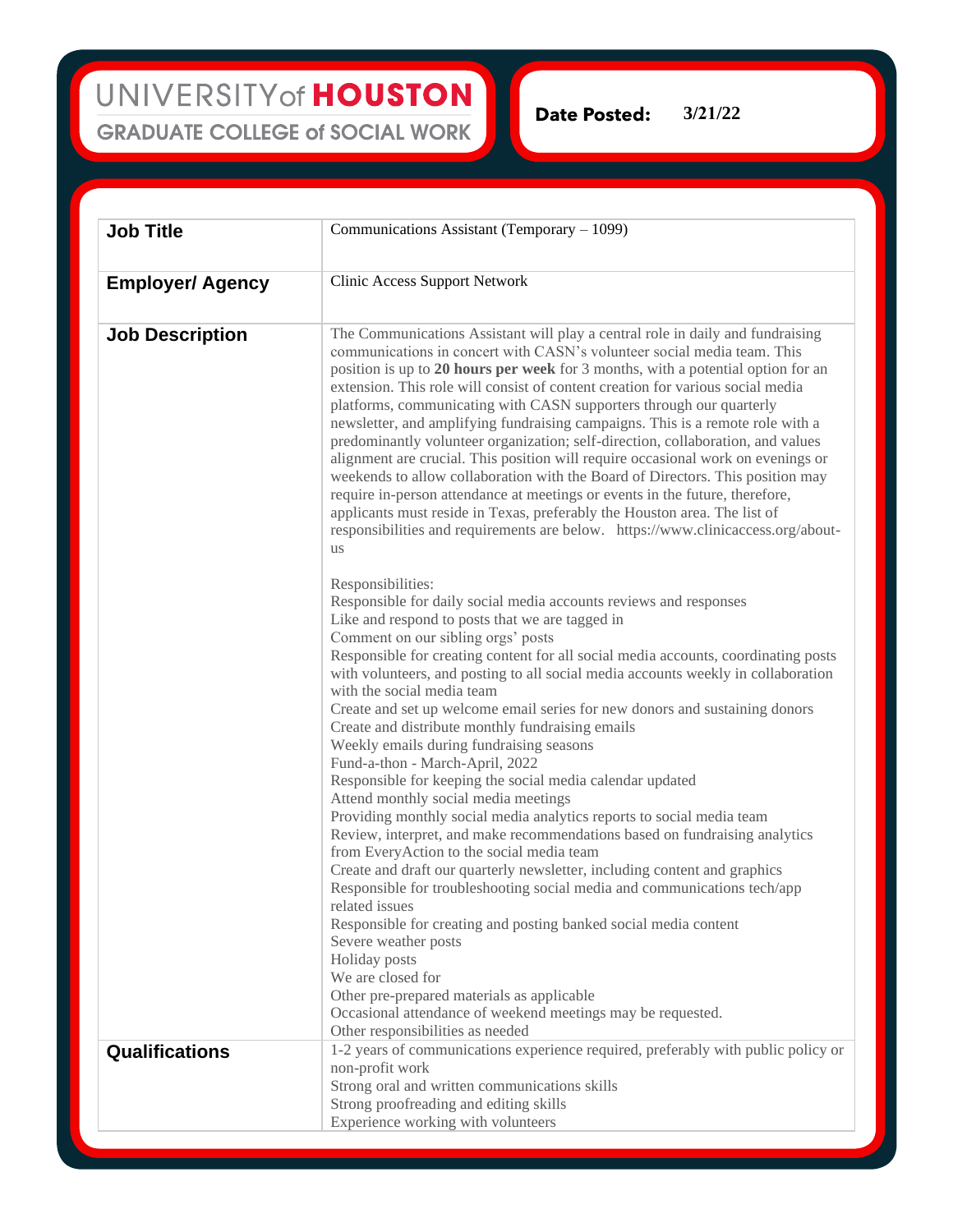UNIVERSITY of HOUSTON
GRADUATE COLLEGE of SOCIAL WORK

**Date Posted:** 3/21/22

| **Job Title** | Communications Assistant (Temporary – 1099) |
|---|---|
| **Employer/ Agency** | Clinic Access Support Network |
| **Job Description** | The Communications Assistant will play a central role in daily and fundraising communications in concert with CASN's volunteer social media team. This position is up to **20 hours per week** for 3 months, with a potential option for an extension. This role will consist of content creation for various social media platforms, communicating with CASN supporters through our quarterly newsletter, and amplifying fundraising campaigns. This is a remote role with a predominantly volunteer organization; self-direction, collaboration, and values alignment are crucial. This position will require occasional work on evenings or weekends to allow collaboration with the Board of Directors. This position may require in-person attendance at meetings or events in the future, therefore, applicants must reside in Texas, preferably the Houston area. The list of responsibilities and requirements are below. https://www.clinicaccess.org/about-us<br><br>Responsibilities:<br>Responsible for daily social media accounts reviews and responses<br>Like and respond to posts that we are tagged in<br>Comment on our sibling orgs' posts<br>Responsible for creating content for all social media accounts, coordinating posts with volunteers, and posting to all social media accounts weekly in collaboration with the social media team<br>Create and set up welcome email series for new donors and sustaining donors<br>Create and distribute monthly fundraising emails<br>Weekly emails during fundraising seasons<br>Fund-a-thon - March-April, 2022<br>Responsible for keeping the social media calendar updated<br>Attend monthly social media meetings<br>Providing monthly social media analytics reports to social media team<br>Review, interpret, and make recommendations based on fundraising analytics from EveryAction to the social media team<br>Create and draft our quarterly newsletter, including content and graphics<br>Responsible for troubleshooting social media and communications tech/app related issues<br>Responsible for creating and posting banked social media content<br>Severe weather posts<br>Holiday posts<br>We are closed for<br>Other pre-prepared materials as applicable<br>Occasional attendance of weekend meetings may be requested.<br>Other responsibilities as needed |
| **Qualifications** | 1-2 years of communications experience required, preferably with public policy or non-profit work<br>Strong oral and written communications skills<br>Strong proofreading and editing skills<br>Experience working with volunteers |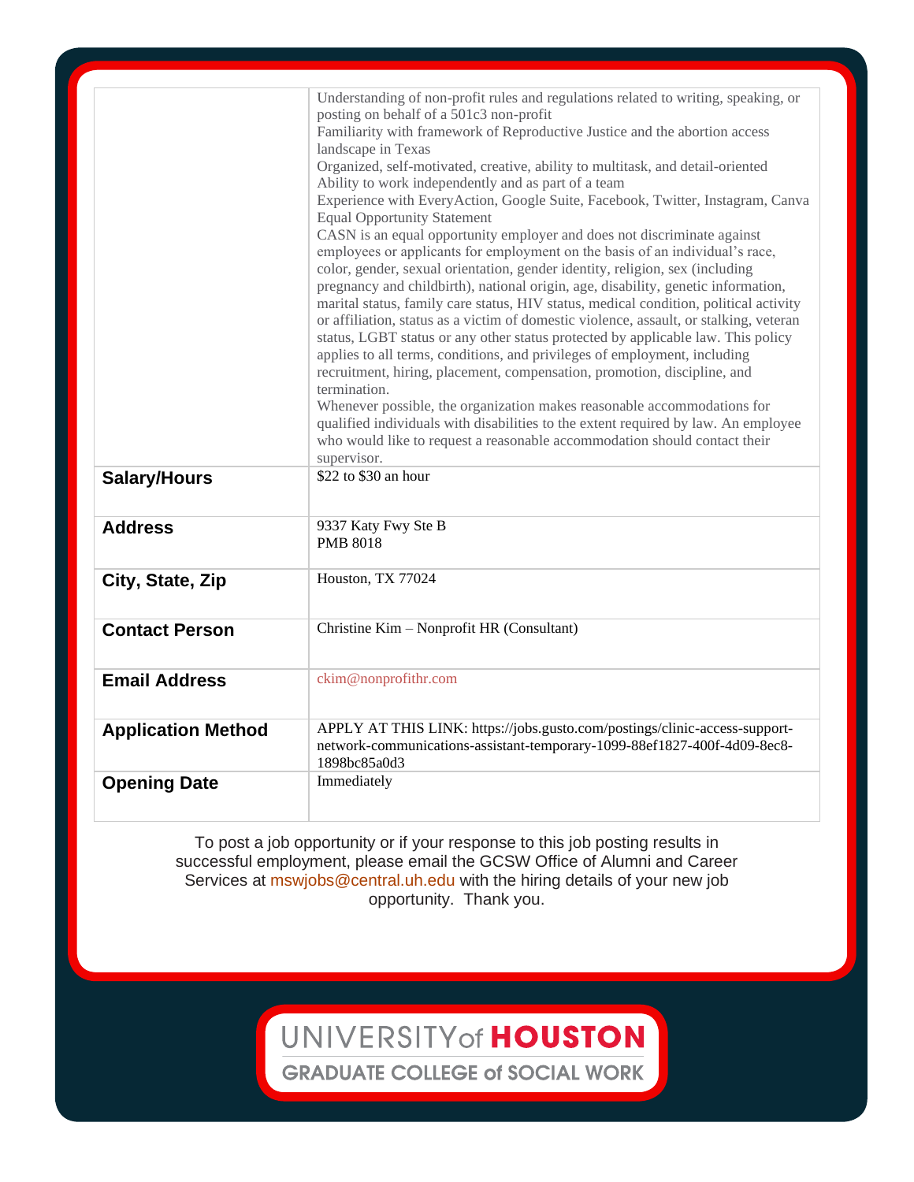| | |
|---|---|
| | Understanding of non-profit rules and regulations related to writing, speaking, or posting on behalf of a 501c3 non-profit<br>Familiarity with framework of Reproductive Justice and the abortion access landscape in Texas<br>Organized, self-motivated, creative, ability to multitask, and detail-oriented<br>Ability to work independently and as part of a team<br>Experience with EveryAction, Google Suite, Facebook, Twitter, Instagram, Canva<br>Equal Opportunity Statement<br>CASN is an equal opportunity employer and does not discriminate against employees or applicants for employment on the basis of an individual's race, color, gender, sexual orientation, gender identity, religion, sex (including pregnancy and childbirth), national origin, age, disability, genetic information, marital status, family care status, HIV status, medical condition, political activity or affiliation, status as a victim of domestic violence, assault, or stalking, veteran status, LGBT status or any other status protected by applicable law. This policy applies to all terms, conditions, and privileges of employment, including recruitment, hiring, placement, compensation, promotion, discipline, and termination.<br>Whenever possible, the organization makes reasonable accommodations for qualified individuals with disabilities to the extent required by law. An employee who would like to request a reasonable accommodation should contact their supervisor. |
| **Salary/Hours** | $22 to $30 an hour |
| **Address** | 9337 Katy Fwy Ste B<br>PMB 8018 |
| **City, State, Zip** | Houston, TX 77024 |
| **Contact Person** | Christine Kim – Nonprofit HR (Consultant) |
| **Email Address** | ckim@nonprofithr.com |
| **Application Method** | APPLY AT THIS LINK: https://jobs.gusto.com/postings/clinic-access-support-network-communications-assistant-temporary-1099-88ef1827-400f-4d09-8ec8-1898bc85a0d3 |
| **Opening Date** | Immediately |

To post a job opportunity or if your response to this job posting results in successful employment, please email the GCSW Office of Alumni and Career Services at mswjobs@central.uh.edu with the hiring details of your new job opportunity. Thank you.

UNIVERSITY of HOUSTON
GRADUATE COLLEGE of SOCIAL WORK